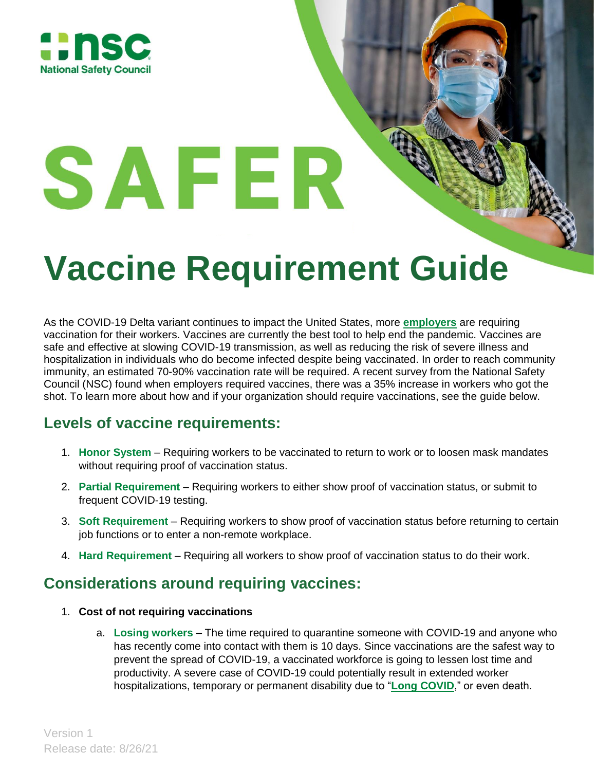nsc National Safety Council

# SAFER

# Vaccine Requirement Guide

As the COVID-19 Delta variant continues to impact the United States, more **employers** are requiring vaccination for their workers. Vaccines are currently the best tool to help end the pandemic. Vaccines are safe and effective at slowing COVID-19 transmission, as well as reducing the risk of severe illness and hospitalization in individuals who do become infected despite being vaccinated. In order to reach community immunity, an estimated 70-90% vaccination rate will be required. A recent survey from the National Safety Council (NSC) found when employers required vaccines, there was a 35% increase in workers who got the shot. To learn more about how and if your organization should require vaccinations, see the guide below.

## Levels of vaccine requirements:

1. **Honor System** – Requiring workers to be vaccinated to return to work or to loosen mask mandates without requiring proof of vaccination status.
2. **Partial Requirement** – Requiring workers to either show proof of vaccination status, or submit to frequent COVID-19 testing.
3. **Soft Requirement** – Requiring workers to show proof of vaccination status before returning to certain job functions or to enter a non-remote workplace.
4. **Hard Requirement** – Requiring all workers to show proof of vaccination status to do their work.

## Considerations around requiring vaccines:

1. **Cost of not requiring vaccinations**
   a. **Losing workers** – The time required to quarantine someone with COVID-19 and anyone who has recently come into contact with them is 10 days. Since vaccinations are the safest way to prevent the spread of COVID-19, a vaccinated workforce is going to lessen lost time and productivity. A severe case of COVID-19 could potentially result in extended worker hospitalizations, temporary or permanent disability due to "**Long COVID**," or even death.

Version 1
Release date: 8/26/21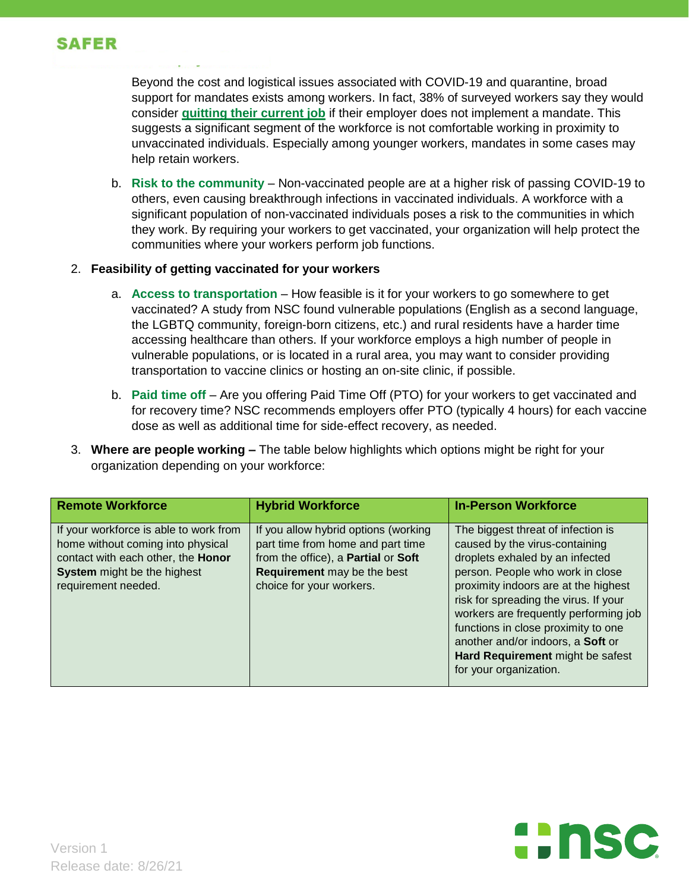Beyond the cost and logistical issues associated with COVID-19 and quarantine, broad support for mandates exists among workers. In fact, 38% of surveyed workers say they would consider **quitting their current job** if their employer does not implement a mandate. This suggests a significant segment of the workforce is not comfortable working in proximity to unvaccinated individuals. Especially among younger workers, mandates in some cases may help retain workers.

b. **Risk to the community** – Non-vaccinated people are at a higher risk of passing COVID-19 to others, even causing breakthrough infections in vaccinated individuals. A workforce with a significant population of non-vaccinated individuals poses a risk to the communities in which they work. By requiring your workers to get vaccinated, your organization will help protect the communities where your workers perform job functions.

2. **Feasibility of getting vaccinated for your workers**

   a. **Access to transportation** – How feasible is it for your workers to go somewhere to get vaccinated? A study from NSC found vulnerable populations (English as a second language, the LGBTQ community, foreign-born citizens, etc.) and rural residents have a harder time accessing healthcare than others. If your workforce employs a high number of people in vulnerable populations, or is located in a rural area, you may want to consider providing transportation to vaccine clinics or hosting an on-site clinic, if possible.

   b. **Paid time off** – Are you offering Paid Time Off (PTO) for your workers to get vaccinated and for recovery time? NSC recommends employers offer PTO (typically 4 hours) for each vaccine dose as well as additional time for side-effect recovery, as needed.

3. **Where are people working –** The table below highlights which options might be right for your organization depending on your workforce:

| Remote Workforce | Hybrid Workforce | In-Person Workforce |
|---|---|---|
| If your workforce is able to work from home without coming into physical contact with each other, the **Honor System** might be the highest requirement needed. | If you allow hybrid options (working part time from home and part time from the office), a **Partial** or **Soft Requirement** may be the best choice for your workers. | The biggest threat of infection is caused by the virus-containing droplets exhaled by an infected person. People who work in close proximity indoors are at the highest risk for spreading the virus. If your workers are frequently performing job functions in close proximity to one another and/or indoors, a **Soft** or **Hard Requirement** might be safest for your organization. |

Version 1
Release date: 8/26/21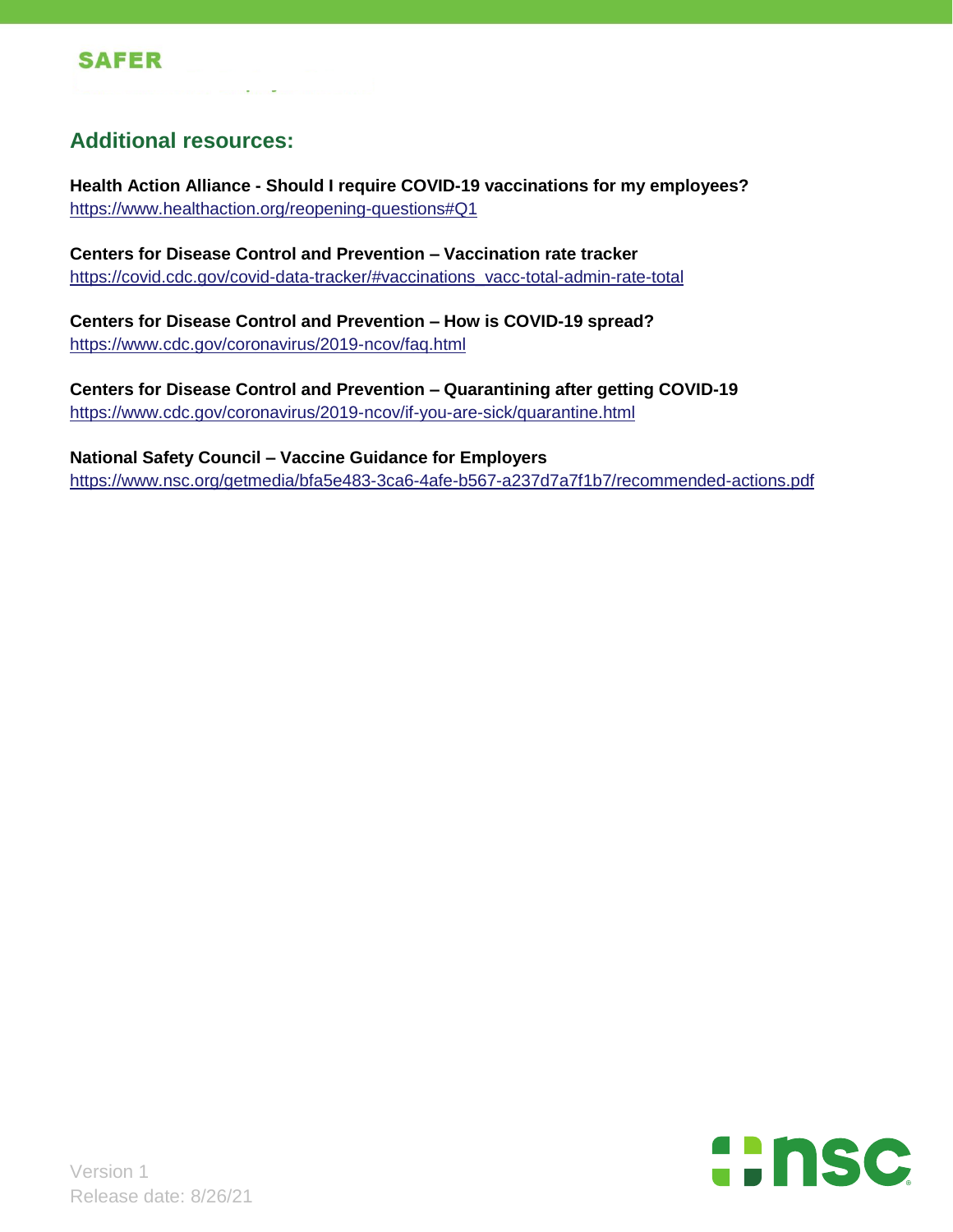## Additional resources:

**Health Action Alliance - Should I require COVID-19 vaccinations for my employees?**
https://www.healthaction.org/reopening-questions#Q1

**Centers for Disease Control and Prevention – Vaccination rate tracker**
https://covid.cdc.gov/covid-data-tracker/#vaccinations_vacc-total-admin-rate-total

**Centers for Disease Control and Prevention – How is COVID-19 spread?**
https://www.cdc.gov/coronavirus/2019-ncov/faq.html

**Centers for Disease Control and Prevention – Quarantining after getting COVID-19**
https://www.cdc.gov/coronavirus/2019-ncov/if-you-are-sick/quarantine.html

**National Safety Council – Vaccine Guidance for Employers**
https://www.nsc.org/getmedia/bfa5e483-3ca6-4afe-b567-a237d7a7f1b7/recommended-actions.pdf

Version 1
Release date: 8/26/21